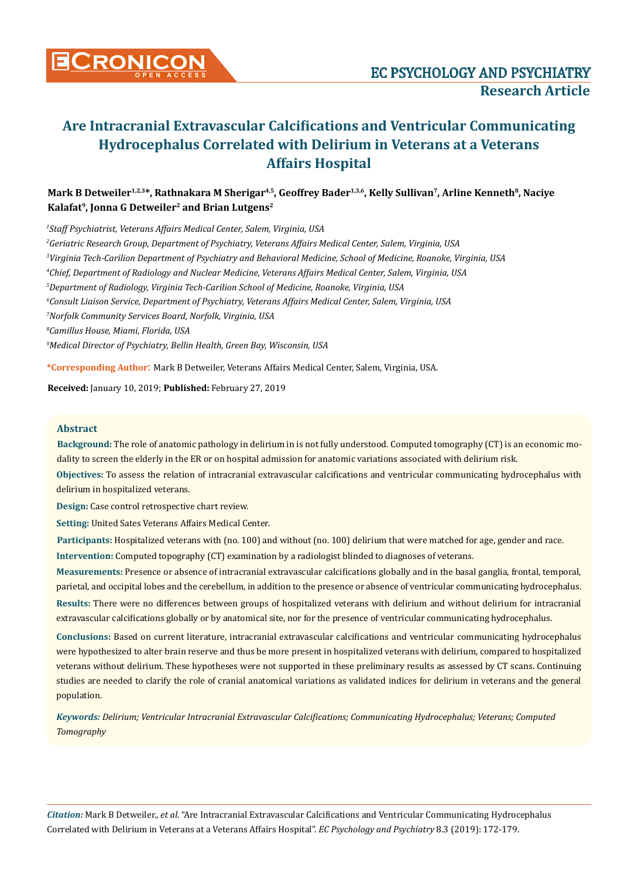# Are Intracranial Extravascular Calcifications and Ventricular Communicating Hydrocephalus Correlated with Delirium in Veterans at a Veterans Affairs Hospital

**Mark B Detweiler[1,2,3]\*, Rathnakara M Sherigar[4,5], Geoffrey Bader[1,3,6], Kelly Sullivan[7], Arline Kenneth[8], Naciye Kalafat[9], Jonna G Detweiler[2] and Brian Lutgens[2]**

*[1]Staff Psychiatrist, Veterans Affairs Medical Center, Salem, Virginia, USA*

*[2]Geriatric Research Group, Department of Psychiatry, Veterans Affairs Medical Center, Salem, Virginia, USA*

*[3]Virginia Tech-Carilion Department of Psychiatry and Behavioral Medicine, School of Medicine, Roanoke, Virginia, USA*

*[4]Chief, Department of Radiology and Nuclear Medicine, Veterans Affairs Medical Center, Salem, Virginia, USA*

*[5]Department of Radiology, Virginia Tech-Carilion School of Medicine, Roanoke, Virginia, USA*

*[6]Consult Liaison Service, Department of Psychiatry, Veterans Affairs Medical Center, Salem, Virginia, USA*

*[7]Norfolk Community Services Board, Norfolk, Virginia, USA*

*[8]Camillus House, Miami, Florida, USA*

*[9]Medical Director of Psychiatry, Bellin Health, Green Bay, Wisconsin, USA*

**\*Corresponding Author:** Mark B Detweiler, Veterans Affairs Medical Center, Salem, Virginia, USA.

**Received:** January 10, 2019; **Published:** February 27, 2019

## Abstract

**Background:** The role of anatomic pathology in delirium in is not fully understood. Computed tomography (CT) is an economic modality to screen the elderly in the ER or on hospital admission for anatomic variations associated with delirium risk.

**Objectives:** To assess the relation of intracranial extravascular calcifications and ventricular communicating hydrocephalus with delirium in hospitalized veterans.

**Design:** Case control retrospective chart review.

**Setting:** United Sates Veterans Affairs Medical Center.

**Participants:** Hospitalized veterans with (no. 100) and without (no. 100) delirium that were matched for age, gender and race.

**Intervention:** Computed topography (CT) examination by a radiologist blinded to diagnoses of veterans.

**Measurements:** Presence or absence of intracranial extravascular calcifications globally and in the basal ganglia, frontal, temporal, parietal, and occipital lobes and the cerebellum, in addition to the presence or absence of ventricular communicating hydrocephalus.

**Results:** There were no differences between groups of hospitalized veterans with delirium and without delirium for intracranial extravascular calcifications globally or by anatomical site, nor for the presence of ventricular communicating hydrocephalus.

**Conclusions:** Based on current literature, intracranial extravascular calcifications and ventricular communicating hydrocephalus were hypothesized to alter brain reserve and thus be more present in hospitalized veterans with delirium, compared to hospitalized veterans without delirium. These hypotheses were not supported in these preliminary results as assessed by CT scans. Continuing studies are needed to clarify the role of cranial anatomical variations as validated indices for delirium in veterans and the general population.

***Keywords:*** *Delirium; Ventricular Intracranial Extravascular Calcifications; Communicating Hydrocephalus; Veterans; Computed Tomography*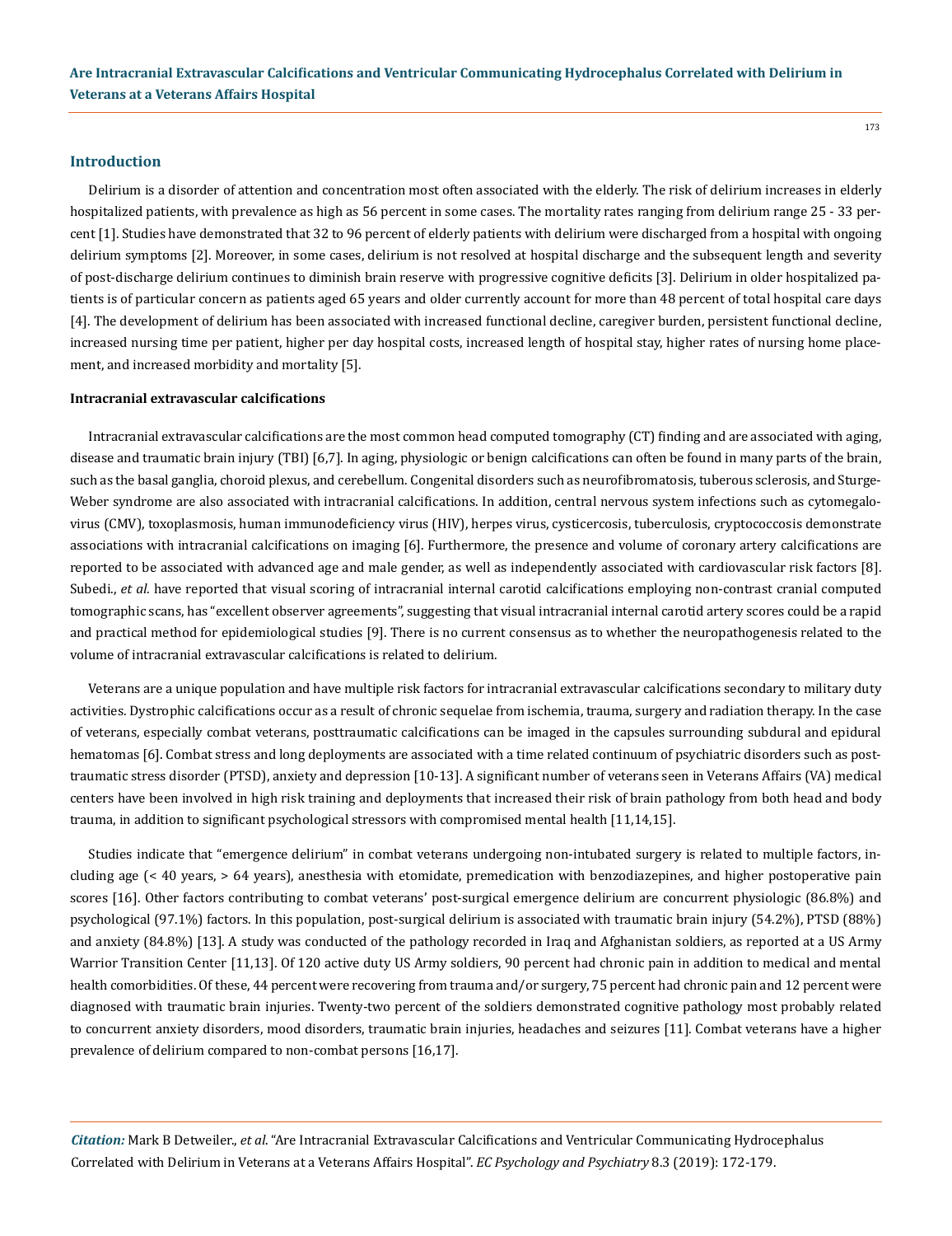## Introduction

Delirium is a disorder of attention and concentration most often associated with the elderly. The risk of delirium increases in elderly hospitalized patients, with prevalence as high as 56 percent in some cases. The mortality rates ranging from delirium range 25 - 33 percent [1]. Studies have demonstrated that 32 to 96 percent of elderly patients with delirium were discharged from a hospital with ongoing delirium symptoms [2]. Moreover, in some cases, delirium is not resolved at hospital discharge and the subsequent length and severity of post-discharge delirium continues to diminish brain reserve with progressive cognitive deficits [3]. Delirium in older hospitalized patients is of particular concern as patients aged 65 years and older currently account for more than 48 percent of total hospital care days [4]. The development of delirium has been associated with increased functional decline, caregiver burden, persistent functional decline, increased nursing time per patient, higher per day hospital costs, increased length of hospital stay, higher rates of nursing home placement, and increased morbidity and mortality [5].

### Intracranial extravascular calcifications

Intracranial extravascular calcifications are the most common head computed tomography (CT) finding and are associated with aging, disease and traumatic brain injury (TBI) [6,7]. In aging, physiologic or benign calcifications can often be found in many parts of the brain, such as the basal ganglia, choroid plexus, and cerebellum. Congenital disorders such as neurofibromatosis, tuberous sclerosis, and Sturge-Weber syndrome are also associated with intracranial calcifications. In addition, central nervous system infections such as cytomegalovirus (CMV), toxoplasmosis, human immunodeficiency virus (HIV), herpes virus, cysticercosis, tuberculosis, cryptococcosis demonstrate associations with intracranial calcifications on imaging [6]. Furthermore, the presence and volume of coronary artery calcifications are reported to be associated with advanced age and male gender, as well as independently associated with cardiovascular risk factors [8]. Subedi., *et al.* have reported that visual scoring of intracranial internal carotid calcifications employing non-contrast cranial computed tomographic scans, has "excellent observer agreements", suggesting that visual intracranial internal carotid artery scores could be a rapid and practical method for epidemiological studies [9]. There is no current consensus as to whether the neuropathogenesis related to the volume of intracranial extravascular calcifications is related to delirium.

Veterans are a unique population and have multiple risk factors for intracranial extravascular calcifications secondary to military duty activities. Dystrophic calcifications occur as a result of chronic sequelae from ischemia, trauma, surgery and radiation therapy. In the case of veterans, especially combat veterans, posttraumatic calcifications can be imaged in the capsules surrounding subdural and epidural hematomas [6]. Combat stress and long deployments are associated with a time related continuum of psychiatric disorders such as post-traumatic stress disorder (PTSD), anxiety and depression [10-13]. A significant number of veterans seen in Veterans Affairs (VA) medical centers have been involved in high risk training and deployments that increased their risk of brain pathology from both head and body trauma, in addition to significant psychological stressors with compromised mental health [11,14,15].

Studies indicate that "emergence delirium" in combat veterans undergoing non-intubated surgery is related to multiple factors, including age (< 40 years, > 64 years), anesthesia with etomidate, premedication with benzodiazepines, and higher postoperative pain scores [16]. Other factors contributing to combat veterans' post-surgical emergence delirium are concurrent physiologic (86.8%) and psychological (97.1%) factors. In this population, post-surgical delirium is associated with traumatic brain injury (54.2%), PTSD (88%) and anxiety (84.8%) [13]. A study was conducted of the pathology recorded in Iraq and Afghanistan soldiers, as reported at a US Army Warrior Transition Center [11,13]. Of 120 active duty US Army soldiers, 90 percent had chronic pain in addition to medical and mental health comorbidities. Of these, 44 percent were recovering from trauma and/or surgery, 75 percent had chronic pain and 12 percent were diagnosed with traumatic brain injuries. Twenty-two percent of the soldiers demonstrated cognitive pathology most probably related to concurrent anxiety disorders, mood disorders, traumatic brain injuries, headaches and seizures [11]. Combat veterans have a higher prevalence of delirium compared to non-combat persons [16,17].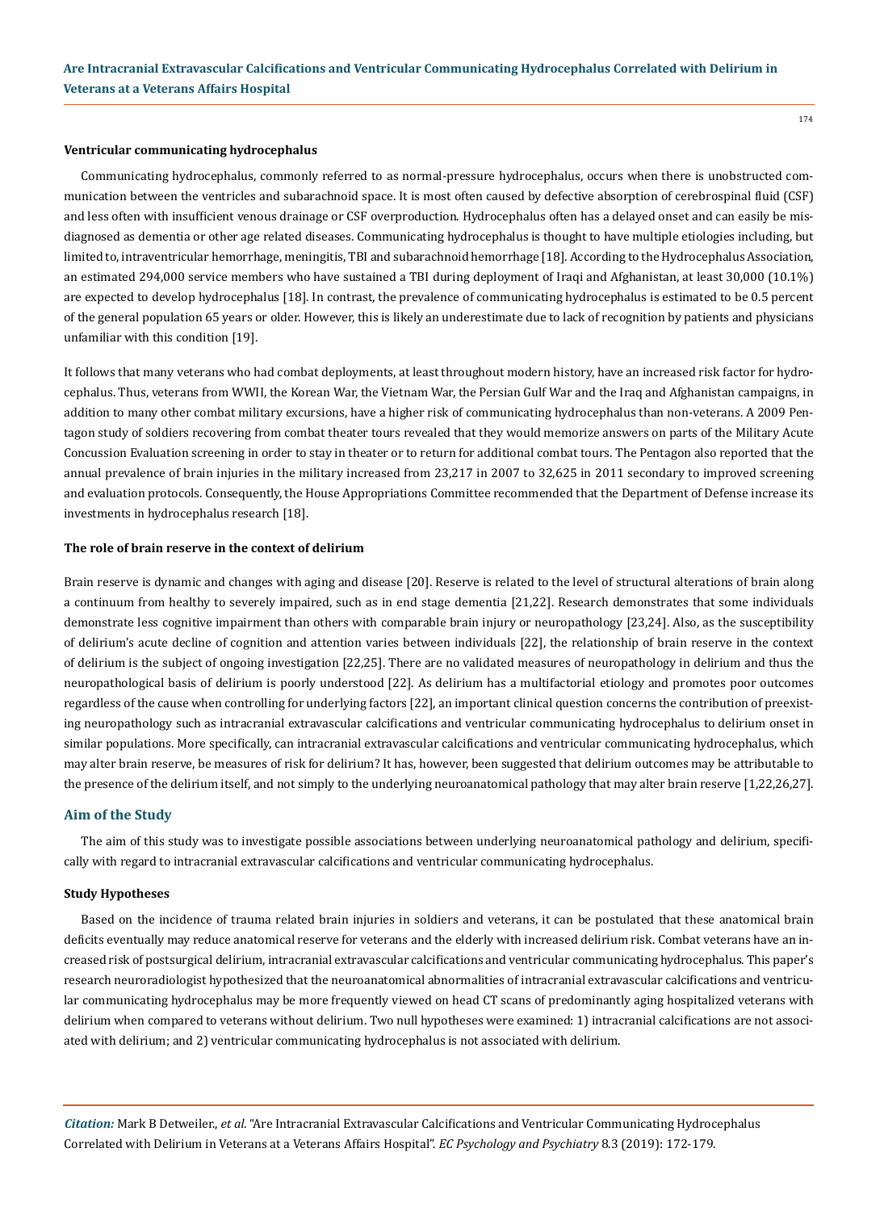#### Ventricular communicating hydrocephalus

Communicating hydrocephalus, commonly referred to as normal-pressure hydrocephalus, occurs when there is unobstructed communication between the ventricles and subarachnoid space. It is most often caused by defective absorption of cerebrospinal fluid (CSF) and less often with insufficient venous drainage or CSF overproduction. Hydrocephalus often has a delayed onset and can easily be misdiagnosed as dementia or other age related diseases. Communicating hydrocephalus is thought to have multiple etiologies including, but limited to, intraventricular hemorrhage, meningitis, TBI and subarachnoid hemorrhage [18]. According to the Hydrocephalus Association, an estimated 294,000 service members who have sustained a TBI during deployment of Iraqi and Afghanistan, at least 30,000 (10.1%) are expected to develop hydrocephalus [18]. In contrast, the prevalence of communicating hydrocephalus is estimated to be 0.5 percent of the general population 65 years or older. However, this is likely an underestimate due to lack of recognition by patients and physicians unfamiliar with this condition [19].

It follows that many veterans who had combat deployments, at least throughout modern history, have an increased risk factor for hydrocephalus. Thus, veterans from WWII, the Korean War, the Vietnam War, the Persian Gulf War and the Iraq and Afghanistan campaigns, in addition to many other combat military excursions, have a higher risk of communicating hydrocephalus than non-veterans. A 2009 Pentagon study of soldiers recovering from combat theater tours revealed that they would memorize answers on parts of the Military Acute Concussion Evaluation screening in order to stay in theater or to return for additional combat tours. The Pentagon also reported that the annual prevalence of brain injuries in the military increased from 23,217 in 2007 to 32,625 in 2011 secondary to improved screening and evaluation protocols. Consequently, the House Appropriations Committee recommended that the Department of Defense increase its investments in hydrocephalus research [18].

#### The role of brain reserve in the context of delirium

Brain reserve is dynamic and changes with aging and disease [20]. Reserve is related to the level of structural alterations of brain along a continuum from healthy to severely impaired, such as in end stage dementia [21,22]. Research demonstrates that some individuals demonstrate less cognitive impairment than others with comparable brain injury or neuropathology [23,24]. Also, as the susceptibility of delirium's acute decline of cognition and attention varies between individuals [22], the relationship of brain reserve in the context of delirium is the subject of ongoing investigation [22,25]. There are no validated measures of neuropathology in delirium and thus the neuropathological basis of delirium is poorly understood [22]. As delirium has a multifactorial etiology and promotes poor outcomes regardless of the cause when controlling for underlying factors [22], an important clinical question concerns the contribution of preexisting neuropathology such as intracranial extravascular calcifications and ventricular communicating hydrocephalus to delirium onset in similar populations. More specifically, can intracranial extravascular calcifications and ventricular communicating hydrocephalus, which may alter brain reserve, be measures of risk for delirium? It has, however, been suggested that delirium outcomes may be attributable to the presence of the delirium itself, and not simply to the underlying neuroanatomical pathology that may alter brain reserve [1,22,26,27].

## Aim of the Study

The aim of this study was to investigate possible associations between underlying neuroanatomical pathology and delirium, specifically with regard to intracranial extravascular calcifications and ventricular communicating hydrocephalus.

#### Study Hypotheses

Based on the incidence of trauma related brain injuries in soldiers and veterans, it can be postulated that these anatomical brain deficits eventually may reduce anatomical reserve for veterans and the elderly with increased delirium risk. Combat veterans have an increased risk of postsurgical delirium, intracranial extravascular calcifications and ventricular communicating hydrocephalus. This paper's research neuroradiologist hypothesized that the neuroanatomical abnormalities of intracranial extravascular calcifications and ventricular communicating hydrocephalus may be more frequently viewed on head CT scans of predominantly aging hospitalized veterans with delirium when compared to veterans without delirium. Two null hypotheses were examined: 1) intracranial calcifications are not associated with delirium; and 2) ventricular communicating hydrocephalus is not associated with delirium.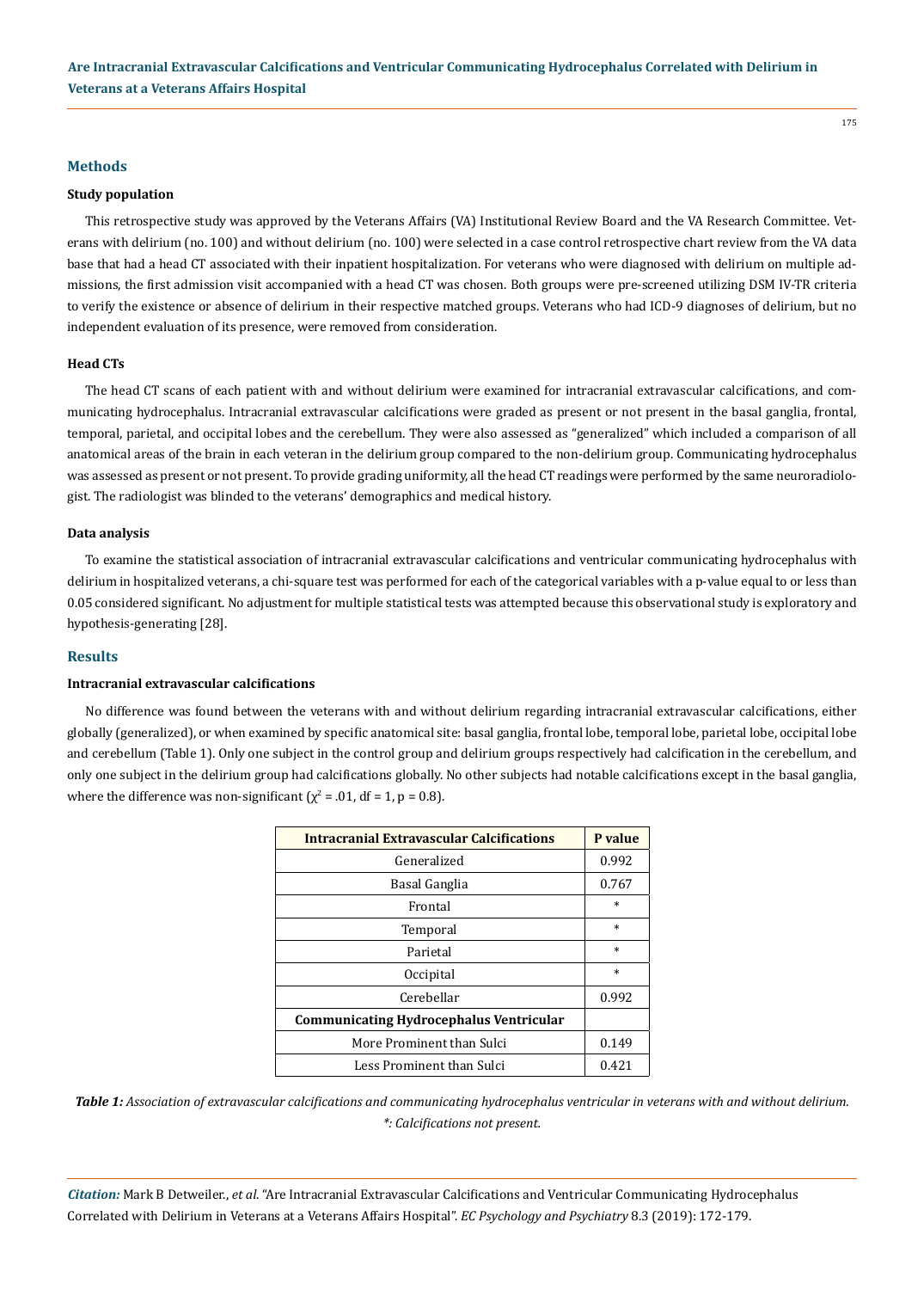## Methods

### Study population

This retrospective study was approved by the Veterans Affairs (VA) Institutional Review Board and the VA Research Committee. Veterans with delirium (no. 100) and without delirium (no. 100) were selected in a case control retrospective chart review from the VA data base that had a head CT associated with their inpatient hospitalization. For veterans who were diagnosed with delirium on multiple admissions, the first admission visit accompanied with a head CT was chosen. Both groups were pre-screened utilizing DSM IV-TR criteria to verify the existence or absence of delirium in their respective matched groups. Veterans who had ICD-9 diagnoses of delirium, but no independent evaluation of its presence, were removed from consideration.

### Head CTs

The head CT scans of each patient with and without delirium were examined for intracranial extravascular calcifications, and communicating hydrocephalus. Intracranial extravascular calcifications were graded as present or not present in the basal ganglia, frontal, temporal, parietal, and occipital lobes and the cerebellum. They were also assessed as "generalized" which included a comparison of all anatomical areas of the brain in each veteran in the delirium group compared to the non-delirium group. Communicating hydrocephalus was assessed as present or not present. To provide grading uniformity, all the head CT readings were performed by the same neuroradiologist. The radiologist was blinded to the veterans' demographics and medical history.

### Data analysis

To examine the statistical association of intracranial extravascular calcifications and ventricular communicating hydrocephalus with delirium in hospitalized veterans, a chi-square test was performed for each of the categorical variables with a p-value equal to or less than 0.05 considered significant. No adjustment for multiple statistical tests was attempted because this observational study is exploratory and hypothesis-generating [28].

## Results

### Intracranial extravascular calcifications

No difference was found between the veterans with and without delirium regarding intracranial extravascular calcifications, either globally (generalized), or when examined by specific anatomical site: basal ganglia, frontal lobe, temporal lobe, parietal lobe, occipital lobe and cerebellum (Table 1). Only one subject in the control group and delirium groups respectively had calcification in the cerebellum, and only one subject in the delirium group had calcifications globally. No other subjects had notable calcifications except in the basal ganglia, where the difference was non-significant ($\chi^2 = .01$, df = 1, p = 0.8).

| **Intracranial Extravascular Calcifications** | **P value** |
|---|---|
| Generalized | 0.992 |
| Basal Ganglia | 0.767 |
| Frontal | * |
| Temporal | * |
| Parietal | * |
| Occipital | * |
| Cerebellar | 0.992 |
| **Communicating Hydrocephalus Ventricular** | |
| More Prominent than Sulci | 0.149 |
| Less Prominent than Sulci | 0.421 |

***Table 1:*** *Association of extravascular calcifications and communicating hydrocephalus ventricular in veterans with and without delirium.*
*\*: Calcifications not present.*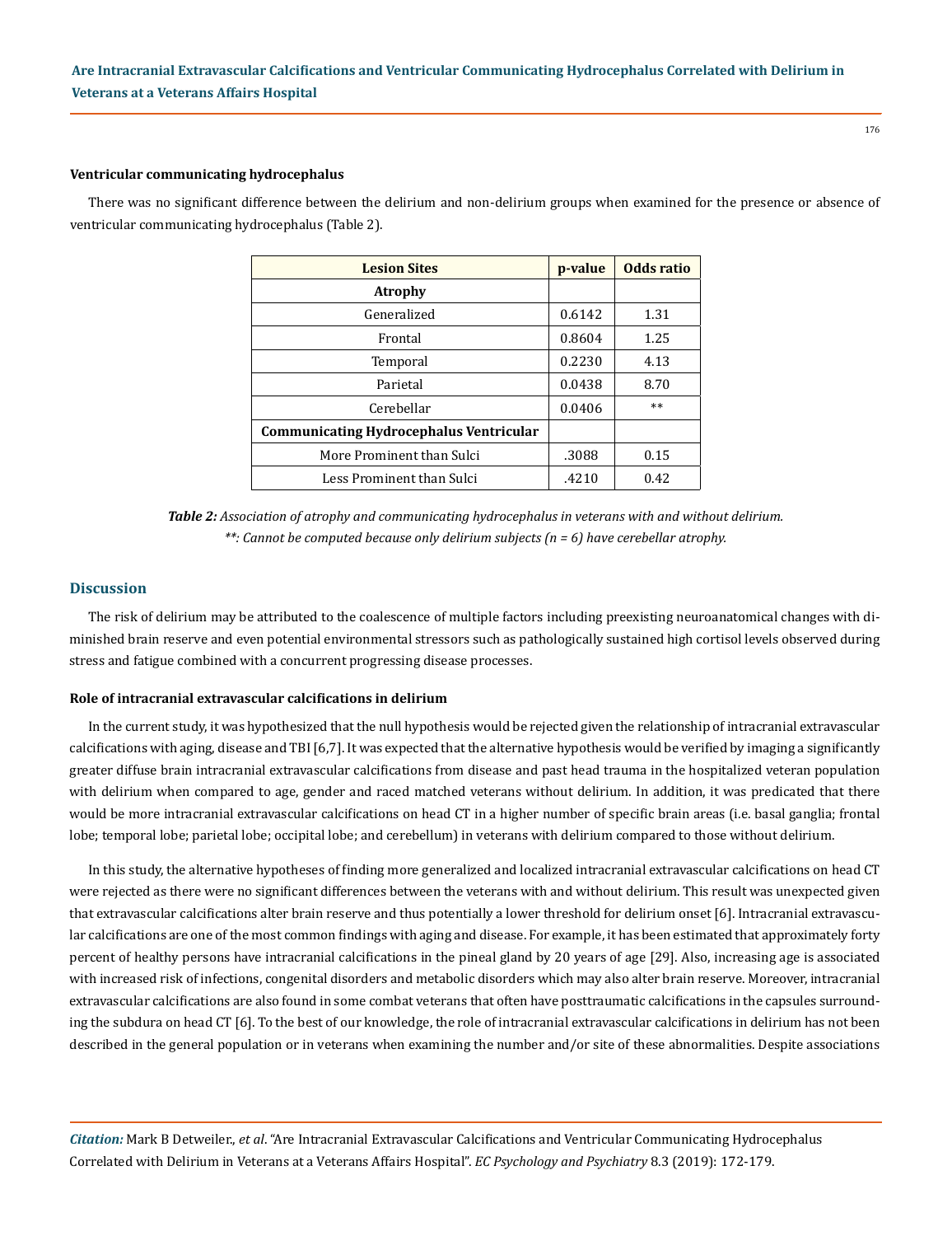### Ventricular communicating hydrocephalus

There was no significant difference between the delirium and non-delirium groups when examined for the presence or absence of ventricular communicating hydrocephalus (Table 2).

| Lesion Sites | p-value | Odds ratio |
|---|---|---|
| **Atrophy** | | |
| Generalized | 0.6142 | 1.31 |
| Frontal | 0.8604 | 1.25 |
| Temporal | 0.2230 | 4.13 |
| Parietal | 0.0438 | 8.70 |
| Cerebellar | 0.0406 | ** |
| **Communicating Hydrocephalus Ventricular** | | |
| More Prominent than Sulci | .3088 | 0.15 |
| Less Prominent than Sulci | .4210 | 0.42 |

***Table 2:*** *Association of atrophy and communicating hydrocephalus in veterans with and without delirium.*
*\*\*: Cannot be computed because only delirium subjects (n = 6) have cerebellar atrophy.*

## Discussion

The risk of delirium may be attributed to the coalescence of multiple factors including preexisting neuroanatomical changes with diminished brain reserve and even potential environmental stressors such as pathologically sustained high cortisol levels observed during stress and fatigue combined with a concurrent progressing disease processes.

### Role of intracranial extravascular calcifications in delirium

In the current study, it was hypothesized that the null hypothesis would be rejected given the relationship of intracranial extravascular calcifications with aging, disease and TBI [6,7]. It was expected that the alternative hypothesis would be verified by imaging a significantly greater diffuse brain intracranial extravascular calcifications from disease and past head trauma in the hospitalized veteran population with delirium when compared to age, gender and raced matched veterans without delirium. In addition, it was predicated that there would be more intracranial extravascular calcifications on head CT in a higher number of specific brain areas (i.e. basal ganglia; frontal lobe; temporal lobe; parietal lobe; occipital lobe; and cerebellum) in veterans with delirium compared to those without delirium.

In this study, the alternative hypotheses of finding more generalized and localized intracranial extravascular calcifications on head CT were rejected as there were no significant differences between the veterans with and without delirium. This result was unexpected given that extravascular calcifications alter brain reserve and thus potentially a lower threshold for delirium onset [6]. Intracranial extravascular calcifications are one of the most common findings with aging and disease. For example, it has been estimated that approximately forty percent of healthy persons have intracranial calcifications in the pineal gland by 20 years of age [29]. Also, increasing age is associated with increased risk of infections, congenital disorders and metabolic disorders which may also alter brain reserve. Moreover, intracranial extravascular calcifications are also found in some combat veterans that often have posttraumatic calcifications in the capsules surrounding the subdura on head CT [6]. To the best of our knowledge, the role of intracranial extravascular calcifications in delirium has not been described in the general population or in veterans when examining the number and/or site of these abnormalities. Despite associations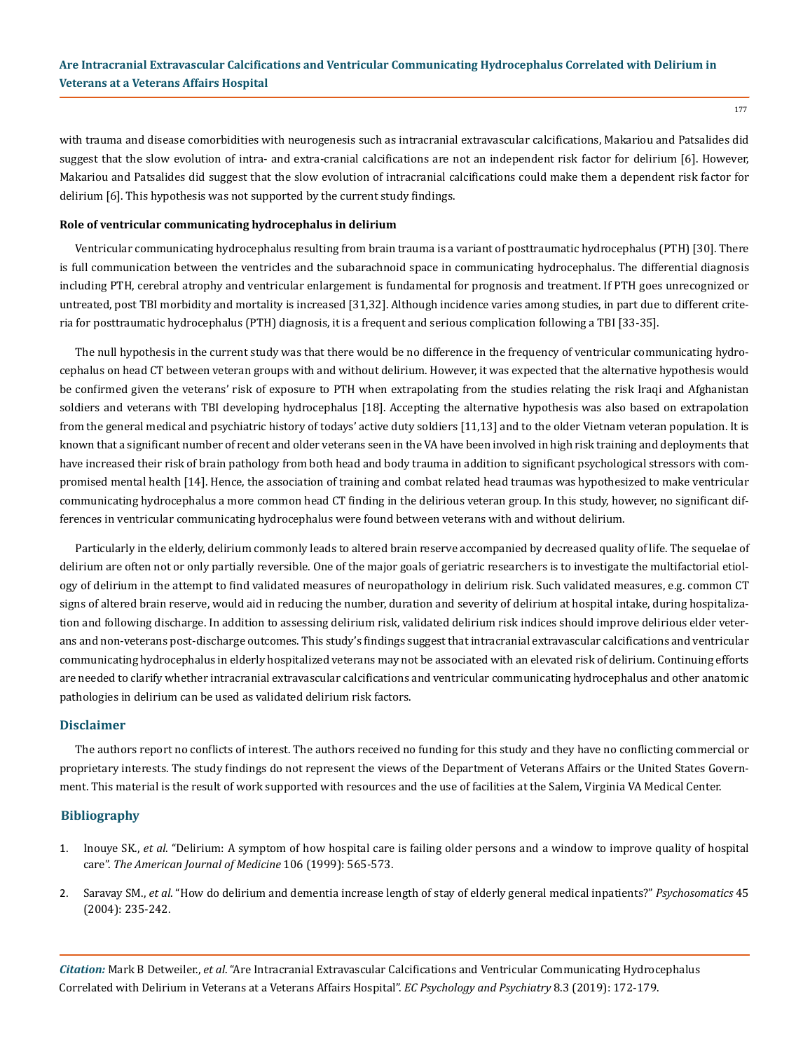with trauma and disease comorbidities with neurogenesis such as intracranial extravascular calcifications, Makariou and Patsalides did suggest that the slow evolution of intra- and extra-cranial calcifications are not an independent risk factor for delirium [6]. However, Makariou and Patsalides did suggest that the slow evolution of intracranial calcifications could make them a dependent risk factor for delirium [6]. This hypothesis was not supported by the current study findings.

**Role of ventricular communicating hydrocephalus in delirium**

Ventricular communicating hydrocephalus resulting from brain trauma is a variant of posttraumatic hydrocephalus (PTH) [30]. There is full communication between the ventricles and the subarachnoid space in communicating hydrocephalus. The differential diagnosis including PTH, cerebral atrophy and ventricular enlargement is fundamental for prognosis and treatment. If PTH goes unrecognized or untreated, post TBI morbidity and mortality is increased [31,32]. Although incidence varies among studies, in part due to different criteria for posttraumatic hydrocephalus (PTH) diagnosis, it is a frequent and serious complication following a TBI [33-35].

The null hypothesis in the current study was that there would be no difference in the frequency of ventricular communicating hydrocephalus on head CT between veteran groups with and without delirium. However, it was expected that the alternative hypothesis would be confirmed given the veterans' risk of exposure to PTH when extrapolating from the studies relating the risk Iraqi and Afghanistan soldiers and veterans with TBI developing hydrocephalus [18]. Accepting the alternative hypothesis was also based on extrapolation from the general medical and psychiatric history of todays' active duty soldiers [11,13] and to the older Vietnam veteran population. It is known that a significant number of recent and older veterans seen in the VA have been involved in high risk training and deployments that have increased their risk of brain pathology from both head and body trauma in addition to significant psychological stressors with compromised mental health [14]. Hence, the association of training and combat related head traumas was hypothesized to make ventricular communicating hydrocephalus a more common head CT finding in the delirious veteran group. In this study, however, no significant differences in ventricular communicating hydrocephalus were found between veterans with and without delirium.

Particularly in the elderly, delirium commonly leads to altered brain reserve accompanied by decreased quality of life. The sequelae of delirium are often not or only partially reversible. One of the major goals of geriatric researchers is to investigate the multifactorial etiology of delirium in the attempt to find validated measures of neuropathology in delirium risk. Such validated measures, e.g. common CT signs of altered brain reserve, would aid in reducing the number, duration and severity of delirium at hospital intake, during hospitalization and following discharge. In addition to assessing delirium risk, validated delirium risk indices should improve delirious elder veterans and non-veterans post-discharge outcomes. This study's findings suggest that intracranial extravascular calcifications and ventricular communicating hydrocephalus in elderly hospitalized veterans may not be associated with an elevated risk of delirium. Continuing efforts are needed to clarify whether intracranial extravascular calcifications and ventricular communicating hydrocephalus and other anatomic pathologies in delirium can be used as validated delirium risk factors.

## Disclaimer

The authors report no conflicts of interest. The authors received no funding for this study and they have no conflicting commercial or proprietary interests. The study findings do not represent the views of the Department of Veterans Affairs or the United States Government. This material is the result of work supported with resources and the use of facilities at the Salem, Virginia VA Medical Center.

## Bibliography

1. Inouye SK., *et al*. "Delirium: A symptom of how hospital care is failing older persons and a window to improve quality of hospital care". *The American Journal of Medicine* 106 (1999): 565-573.
2. Saravay SM., *et al*. "How do delirium and dementia increase length of stay of elderly general medical inpatients?" *Psychosomatics* 45 (2004): 235-242.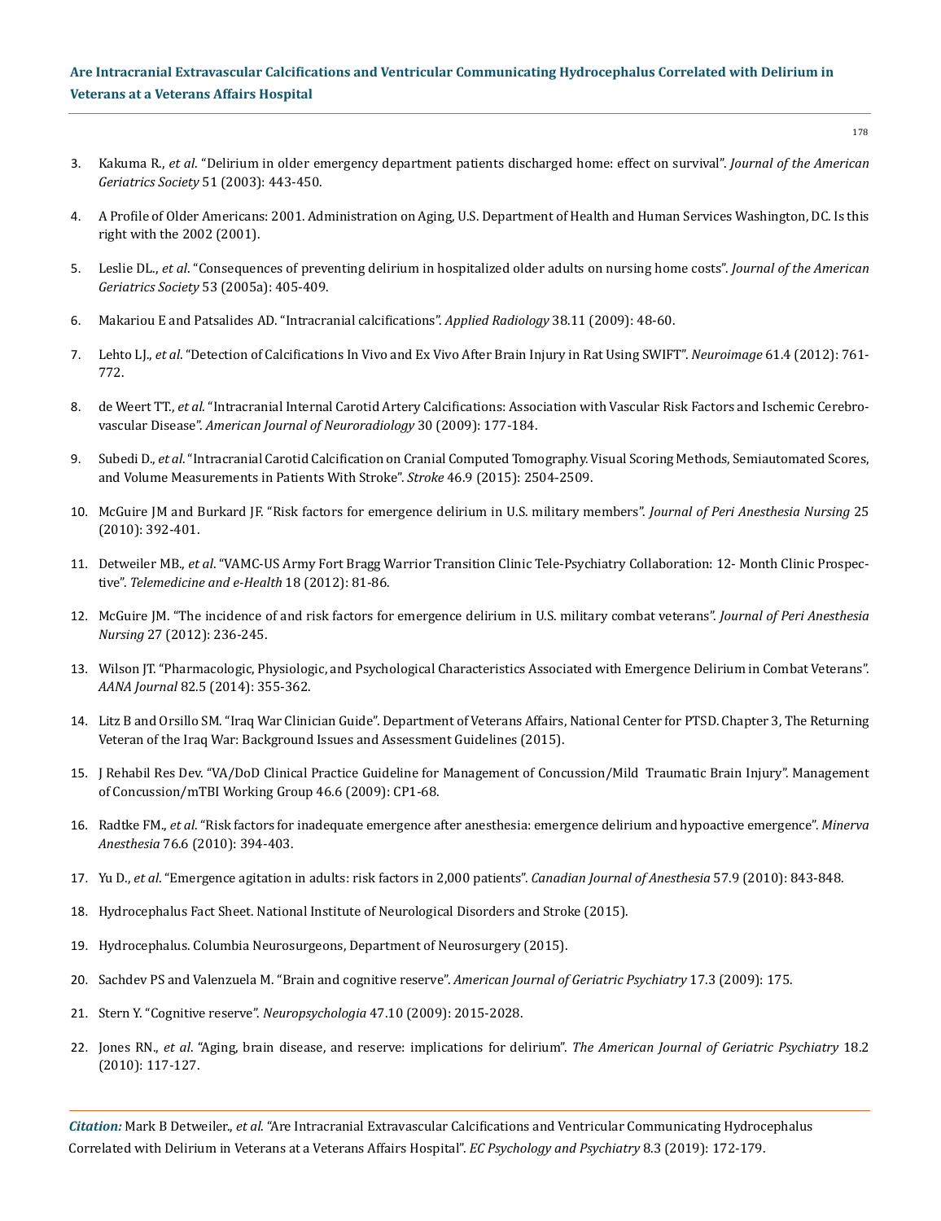3. Kakuma R., *et al*. "Delirium in older emergency department patients discharged home: effect on survival". *Journal of the American Geriatrics Society* 51 (2003): 443-450.

4. A Profile of Older Americans: 2001. Administration on Aging, U.S. Department of Health and Human Services Washington, DC. Is this right with the 2002 (2001).

5. Leslie DL., *et al*. "Consequences of preventing delirium in hospitalized older adults on nursing home costs". *Journal of the American Geriatrics Society* 53 (2005a): 405-409.

6. Makariou E and Patsalides AD. "Intracranial calcifications". *Applied Radiology* 38.11 (2009): 48-60.

7. Lehto LJ., *et al*. "Detection of Calcifications In Vivo and Ex Vivo After Brain Injury in Rat Using SWIFT". *Neuroimage* 61.4 (2012): 761-772.

8. de Weert TT., *et al*. "Intracranial Internal Carotid Artery Calcifications: Association with Vascular Risk Factors and Ischemic Cerebrovascular Disease". *American Journal of Neuroradiology* 30 (2009): 177-184.

9. Subedi D., *et al*. "Intracranial Carotid Calcification on Cranial Computed Tomography. Visual Scoring Methods, Semiautomated Scores, and Volume Measurements in Patients With Stroke". *Stroke* 46.9 (2015): 2504-2509.

10. McGuire JM and Burkard JF. "Risk factors for emergence delirium in U.S. military members". *Journal of Peri Anesthesia Nursing* 25 (2010): 392-401.

11. Detweiler MB., *et al*. "VAMC-US Army Fort Bragg Warrior Transition Clinic Tele-Psychiatry Collaboration: 12- Month Clinic Prospective". *Telemedicine and e-Health* 18 (2012): 81-86.

12. McGuire JM. "The incidence of and risk factors for emergence delirium in U.S. military combat veterans". *Journal of Peri Anesthesia Nursing* 27 (2012): 236-245.

13. Wilson JT. "Pharmacologic, Physiologic, and Psychological Characteristics Associated with Emergence Delirium in Combat Veterans". *AANA Journal* 82.5 (2014): 355-362.

14. Litz B and Orsillo SM. "Iraq War Clinician Guide". Department of Veterans Affairs, National Center for PTSD. Chapter 3, The Returning Veteran of the Iraq War: Background Issues and Assessment Guidelines (2015).

15. J Rehabil Res Dev. "VA/DoD Clinical Practice Guideline for Management of Concussion/Mild Traumatic Brain Injury". Management of Concussion/mTBI Working Group 46.6 (2009): CP1-68.

16. Radtke FM., *et al*. "Risk factors for inadequate emergence after anesthesia: emergence delirium and hypoactive emergence". *Minerva Anesthesia* 76.6 (2010): 394-403.

17. Yu D., *et al*. "Emergence agitation in adults: risk factors in 2,000 patients". *Canadian Journal of Anesthesia* 57.9 (2010): 843-848.

18. Hydrocephalus Fact Sheet. National Institute of Neurological Disorders and Stroke (2015).

19. Hydrocephalus. Columbia Neurosurgeons, Department of Neurosurgery (2015).

20. Sachdev PS and Valenzuela M. "Brain and cognitive reserve". *American Journal of Geriatric Psychiatry* 17.3 (2009): 175.

21. Stern Y. "Cognitive reserve". *Neuropsychologia* 47.10 (2009): 2015-2028.

22. Jones RN., *et al*. "Aging, brain disease, and reserve: implications for delirium". *The American Journal of Geriatric Psychiatry* 18.2 (2010): 117-127.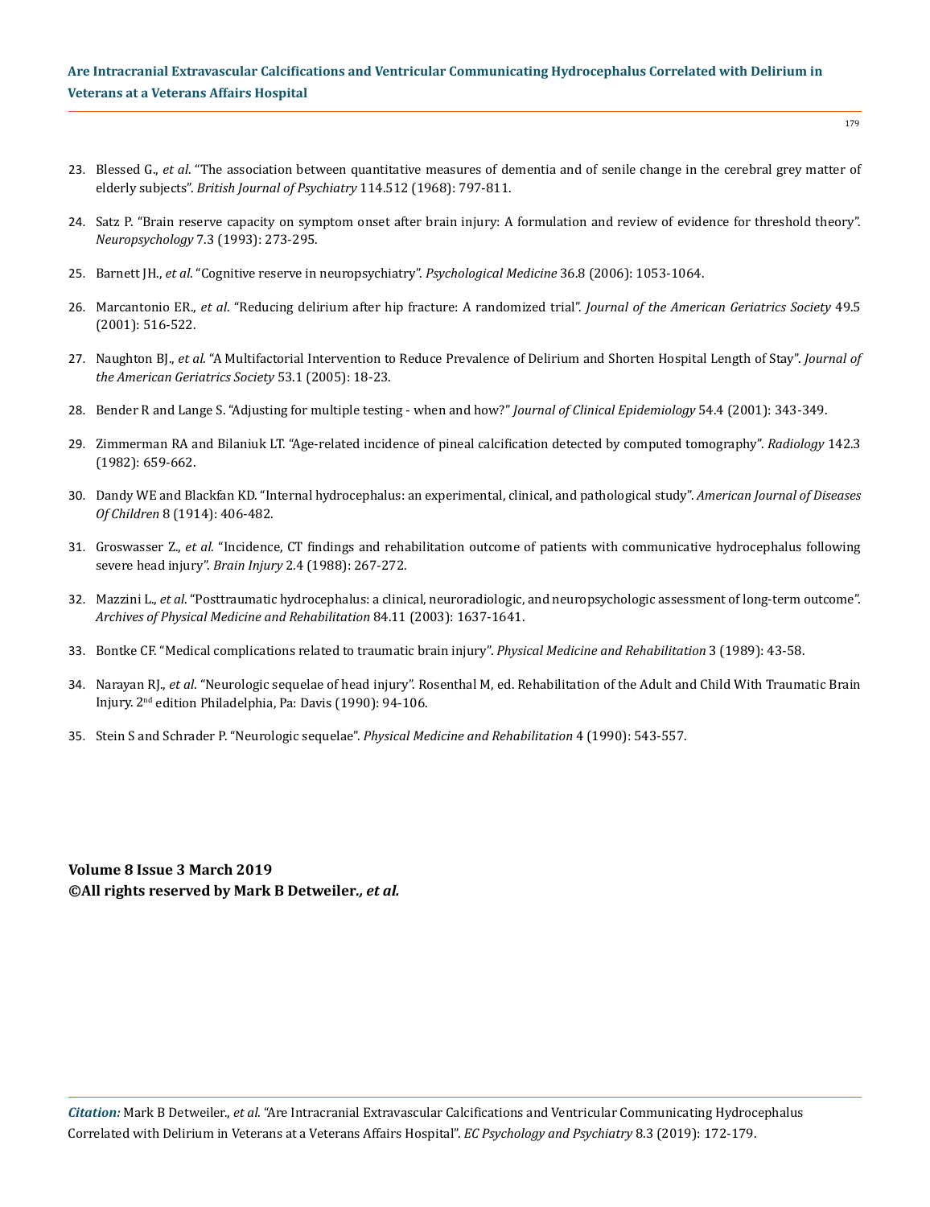23. Blessed G., *et al*. "The association between quantitative measures of dementia and of senile change in the cerebral grey matter of elderly subjects". *British Journal of Psychiatry* 114.512 (1968): 797-811.

24. Satz P. "Brain reserve capacity on symptom onset after brain injury: A formulation and review of evidence for threshold theory". *Neuropsychology* 7.3 (1993): 273-295.

25. Barnett JH., *et al*. "Cognitive reserve in neuropsychiatry". *Psychological Medicine* 36.8 (2006): 1053-1064.

26. Marcantonio ER., *et al*. "Reducing delirium after hip fracture: A randomized trial". *Journal of the American Geriatrics Society* 49.5 (2001): 516-522.

27. Naughton BJ., *et al*. "A Multifactorial Intervention to Reduce Prevalence of Delirium and Shorten Hospital Length of Stay". *Journal of the American Geriatrics Society* 53.1 (2005): 18-23.

28. Bender R and Lange S. "Adjusting for multiple testing - when and how?" *Journal of Clinical Epidemiology* 54.4 (2001): 343-349.

29. Zimmerman RA and Bilaniuk LT. "Age-related incidence of pineal calcification detected by computed tomography". *Radiology* 142.3 (1982): 659-662.

30. Dandy WE and Blackfan KD. "Internal hydrocephalus: an experimental, clinical, and pathological study". *American Journal of Diseases Of Children* 8 (1914): 406-482.

31. Groswasser Z., *et al*. "Incidence, CT findings and rehabilitation outcome of patients with communicative hydrocephalus following severe head injury". *Brain Injury* 2.4 (1988): 267-272.

32. Mazzini L., *et al*. "Posttraumatic hydrocephalus: a clinical, neuroradiologic, and neuropsychologic assessment of long-term outcome". *Archives of Physical Medicine and Rehabilitation* 84.11 (2003): 1637-1641.

33. Bontke CF. "Medical complications related to traumatic brain injury". *Physical Medicine and Rehabilitation* 3 (1989): 43-58.

34. Narayan RJ., *et al*. "Neurologic sequelae of head injury". Rosenthal M, ed. Rehabilitation of the Adult and Child With Traumatic Brain Injury. 2nd edition Philadelphia, Pa: Davis (1990): 94-106.

35. Stein S and Schrader P. "Neurologic sequelae". *Physical Medicine and Rehabilitation* 4 (1990): 543-557.

**Volume 8 Issue 3 March 2019**
**©All rights reserved by Mark B Detweiler*., et al.***